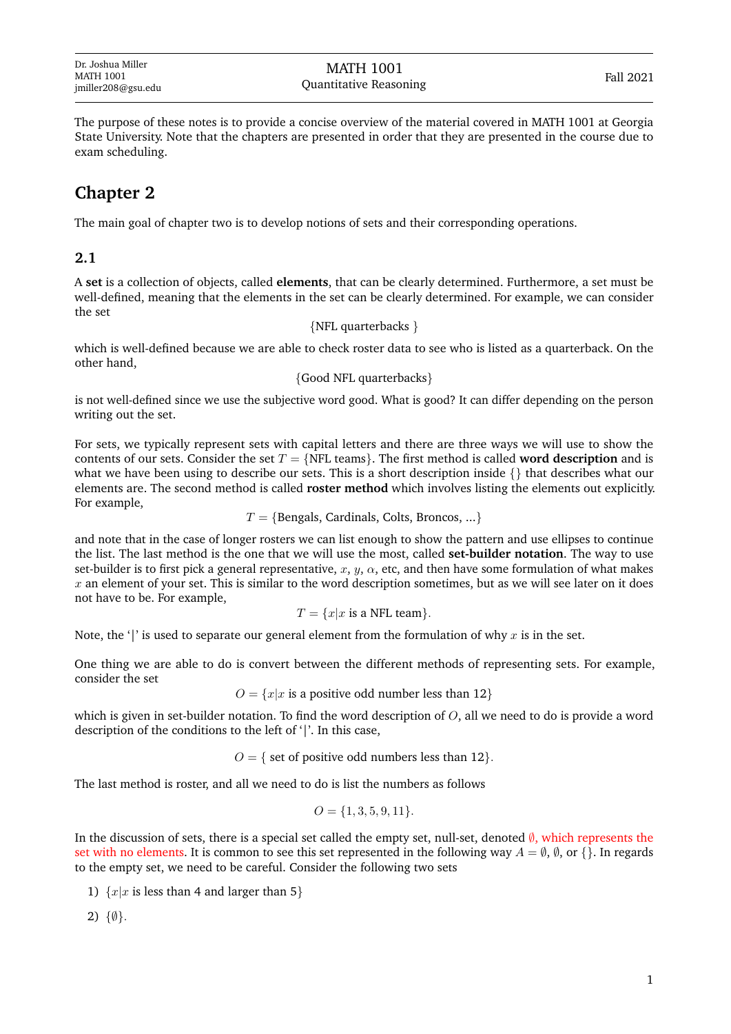Dr. Joshua Miller
MATH 1001
jmiller208@gsu.edu

MATH 1001
Quantitative Reasoning

Fall 2021

The purpose of these notes is to provide a concise overview of the material covered in MATH 1001 at Georgia State University. Note that the chapters are presented in order that they are presented in the course due to exam scheduling.

# Chapter 2

The main goal of chapter two is to develop notions of sets and their corresponding operations.

## 2.1

A **set** is a collection of objects, called **elements**, that can be clearly determined. Furthermore, a set must be well-defined, meaning that the elements in the set can be clearly determined. For example, we can consider the set

$$\{\text{NFL quarterbacks }\}$$

which is well-defined because we are able to check roster data to see who is listed as a quarterback. On the other hand,

$$\{\text{Good NFL quarterbacks}\}$$

is not well-defined since we use the subjective word good. What is good? It can differ depending on the person writing out the set.

For sets, we typically represent sets with capital letters and there are three ways we will use to show the contents of our sets. Consider the set $T = \{\text{NFL teams}\}$. The first method is called **word description** and is what we have been using to describe our sets. This is a short description inside $\{\}$ that describes what our elements are. The second method is called **roster method** which involves listing the elements out explicitly. For example,

$$T = \{\text{Bengals, Cardinals, Colts, Broncos, ...}\}$$

and note that in the case of longer rosters we can list enough to show the pattern and use ellipses to continue the list. The last method is the one that we will use the most, called **set-builder notation**. The way to use set-builder is to first pick a general representative, $x$, $y$, $\alpha$, etc, and then have some formulation of what makes $x$ an element of your set. This is similar to the word description sometimes, but as we will see later on it does not have to be. For example,

$$T = \{x|x \text{ is a NFL team}\}.$$

Note, the '|' is used to separate our general element from the formulation of why $x$ is in the set.

One thing we are able to do is convert between the different methods of representing sets. For example, consider the set

$$O = \{x|x \text{ is a positive odd number less than 12}\}$$

which is given in set-builder notation. To find the word description of $O$, all we need to do is provide a word description of the conditions to the left of '|'. In this case,

$$O = \{\text{ set of positive odd numbers less than 12}\}.$$

The last method is roster, and all we need to do is list the numbers as follows

$$O = \{1, 3, 5, 9, 11\}.$$

In the discussion of sets, there is a special set called the empty set, null-set, denoted $\emptyset$, which represents the set with no elements. It is common to see this set represented in the following way $A = \emptyset$, $\emptyset$, or $\{\}$. In regards to the empty set, we need to be careful. Consider the following two sets

1) $\{x|x \text{ is less than 4 and larger than 5}\}$

2) $\{\emptyset\}$.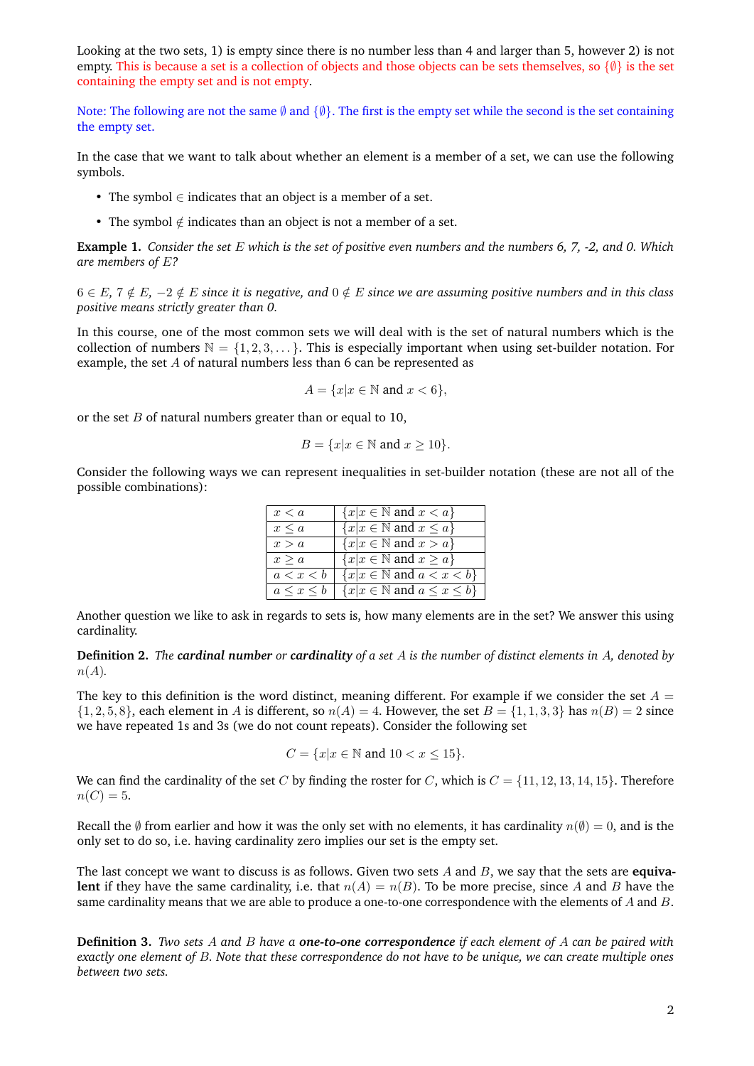Looking at the two sets, 1) is empty since there is no number less than 4 and larger than 5, however 2) is not empty. This is because a set is a collection of objects and those objects can be sets themselves, so $\{\emptyset\}$ is the set containing the empty set and is not empty.

Note: The following are not the same $\emptyset$ and $\{\emptyset\}$. The first is the empty set while the second is the set containing the empty set.

In the case that we want to talk about whether an element is a member of a set, we can use the following symbols.

- The symbol $\in$ indicates that an object is a member of a set.
- The symbol $\notin$ indicates than an object is not a member of a set.

**Example 1.** *Consider the set $E$ which is the set of positive even numbers and the numbers 6, 7, -2, and 0. Which are members of $E$?*

*$6 \in E$, $7 \notin E$, $-2 \notin E$ since it is negative, and $0 \notin E$ since we are assuming positive numbers and in this class positive means strictly greater than 0.*

In this course, one of the most common sets we will deal with is the set of natural numbers which is the collection of numbers $\mathbb{N} = \{1, 2, 3, \dots\}$. This is especially important when using set-builder notation. For example, the set $A$ of natural numbers less than 6 can be represented as

$$A = \{x | x \in \mathbb{N} \text{ and } x < 6\},$$

or the set $B$ of natural numbers greater than or equal to 10,

$$B = \{x | x \in \mathbb{N} \text{ and } x \geq 10\}.$$

Consider the following ways we can represent inequalities in set-builder notation (these are not all of the possible combinations):

| | |
|---|---|
| $x < a$ | $\{x \| x \in \mathbb{N} \text{ and } x < a\}$ |
| $x \leq a$ | $\{x \| x \in \mathbb{N} \text{ and } x \leq a\}$ |
| $x > a$ | $\{x \| x \in \mathbb{N} \text{ and } x > a\}$ |
| $x \geq a$ | $\{x \| x \in \mathbb{N} \text{ and } x \geq a\}$ |
| $a < x < b$ | $\{x \| x \in \mathbb{N} \text{ and } a < x < b\}$ |
| $a \leq x \leq b$ | $\{x \| x \in \mathbb{N} \text{ and } a \leq x \leq b\}$ |

Another question we like to ask in regards to sets is, how many elements are in the set? We answer this using cardinality.

**Definition 2.** *The **cardinal number** or **cardinality** of a set $A$ is the number of distinct elements in $A$, denoted by $n(A)$.*

The key to this definition is the word distinct, meaning different. For example if we consider the set $A = \{1, 2, 5, 8\}$, each element in $A$ is different, so $n(A) = 4$. However, the set $B = \{1, 1, 3, 3\}$ has $n(B) = 2$ since we have repeated 1s and 3s (we do not count repeats). Consider the following set

$$C = \{x | x \in \mathbb{N} \text{ and } 10 < x \leq 15\}.$$

We can find the cardinality of the set $C$ by finding the roster for $C$, which is $C = \{11, 12, 13, 14, 15\}$. Therefore $n(C) = 5$.

Recall the $\emptyset$ from earlier and how it was the only set with no elements, it has cardinality $n(\emptyset) = 0$, and is the only set to do so, i.e. having cardinality zero implies our set is the empty set.

The last concept we want to discuss is as follows. Given two sets $A$ and $B$, we say that the sets are **equivalent** if they have the same cardinality, i.e. that $n(A) = n(B)$. To be more precise, since $A$ and $B$ have the same cardinality means that we are able to produce a one-to-one correspondence with the elements of $A$ and $B$.

**Definition 3.** *Two sets $A$ and $B$ have a **one-to-one correspondence** if each element of $A$ can be paired with exactly one element of $B$. Note that these correspondence do not have to be unique, we can create multiple ones between two sets.*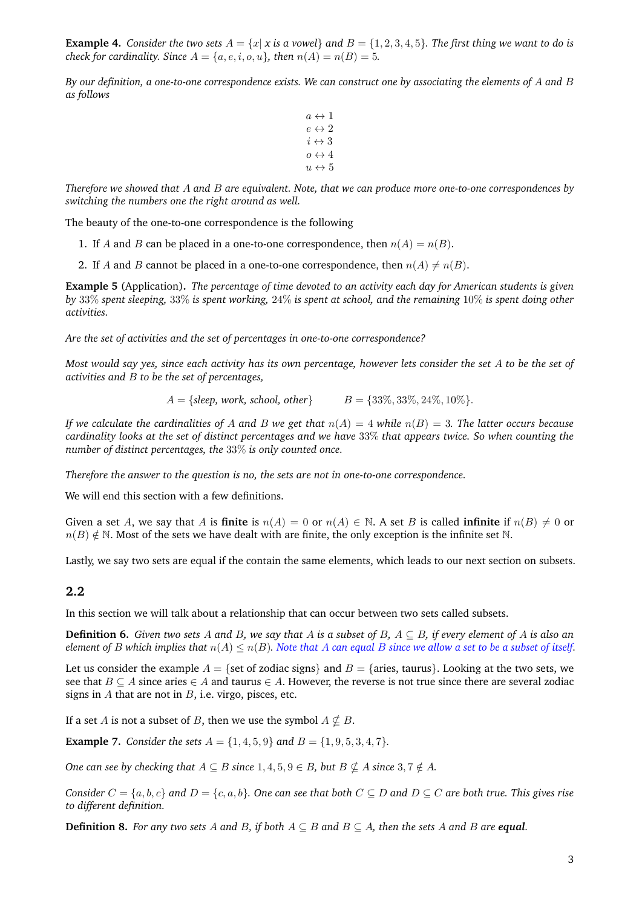**Example 4.** *Consider the two sets $A = \{x | \ x \text{ is a vowel}\}$ and $B = \{1, 2, 3, 4, 5\}$. The first thing we want to do is check for cardinality. Since $A = \{a, e, i, o, u\}$, then $n(A) = n(B) = 5$.*

*By our definition, a one-to-one correspondence exists. We can construct one by associating the elements of $A$ and $B$ as follows*

$$\begin{aligned} a &\leftrightarrow 1 \\ e &\leftrightarrow 2 \\ i &\leftrightarrow 3 \\ o &\leftrightarrow 4 \\ u &\leftrightarrow 5 \end{aligned}$$

*Therefore we showed that $A$ and $B$ are equivalent. Note, that we can produce more one-to-one correspondences by switching the numbers one the right around as well.*

The beauty of the one-to-one correspondence is the following

1. If $A$ and $B$ can be placed in a one-to-one correspondence, then $n(A) = n(B)$.
2. If $A$ and $B$ cannot be placed in a one-to-one correspondence, then $n(A) \neq n(B)$.

**Example 5** (Application)**.** *The percentage of time devoted to an activity each day for American students is given by 33% spent sleeping, 33% is spent working, 24% is spent at school, and the remaining 10% is spent doing other activities.*

*Are the set of activities and the set of percentages in one-to-one correspondence?*

*Most would say yes, since each activity has its own percentage, however lets consider the set $A$ to be the set of activities and $B$ to be the set of percentages,*

$$A = \{\textit{sleep, work, school, other}\} \qquad B = \{33\%, 33\%, 24\%, 10\%\}.$$

*If we calculate the cardinalities of $A$ and $B$ we get that $n(A) = 4$ while $n(B) = 3$. The latter occurs because cardinality looks at the set of distinct percentages and we have 33% that appears twice. So when counting the number of distinct percentages, the 33% is only counted once.*

*Therefore the answer to the question is no, the sets are not in one-to-one correspondence.*

We will end this section with a few definitions.

Given a set $A$, we say that $A$ is **finite** is $n(A) = 0$ or $n(A) \in \mathbb{N}$. A set $B$ is called **infinite** if $n(B) \neq 0$ or $n(B) \notin \mathbb{N}$. Most of the sets we have dealt with are finite, the only exception is the infinite set $\mathbb{N}$.

Lastly, we say two sets are equal if the contain the same elements, which leads to our next section on subsets.

## 2.2

In this section we will talk about a relationship that can occur between two sets called subsets.

**Definition 6.** *Given two sets $A$ and $B$, we say that $A$ is a subset of $B$, $A \subseteq B$, if every element of $A$ is also an element of $B$ which implies that $n(A) \leq n(B)$. Note that $A$ can equal $B$ since we allow a set to be a subset of itself.*

Let us consider the example $A = \{\text{set of zodiac signs}\}$ and $B = \{\text{aries, taurus}\}$. Looking at the two sets, we see that $B \subseteq A$ since aries $\in A$ and taurus $\in A$. However, the reverse is not true since there are several zodiac signs in $A$ that are not in $B$, i.e. virgo, pisces, etc.

If a set $A$ is not a subset of $B$, then we use the symbol $A \nsubseteq B$.

**Example 7.** *Consider the sets $A = \{1, 4, 5, 9\}$ and $B = \{1, 9, 5, 3, 4, 7\}$.*

*One can see by checking that $A \subseteq B$ since $1, 4, 5, 9 \in B$, but $B \nsubseteq A$ since $3, 7 \notin A$.*

*Consider $C = \{a, b, c\}$ and $D = \{c, a, b\}$. One can see that both $C \subseteq D$ and $D \subseteq C$ are both true. This gives rise to different definition.*

**Definition 8.** *For any two sets $A$ and $B$, if both $A \subseteq B$ and $B \subseteq A$, then the sets $A$ and $B$ are **equal**.*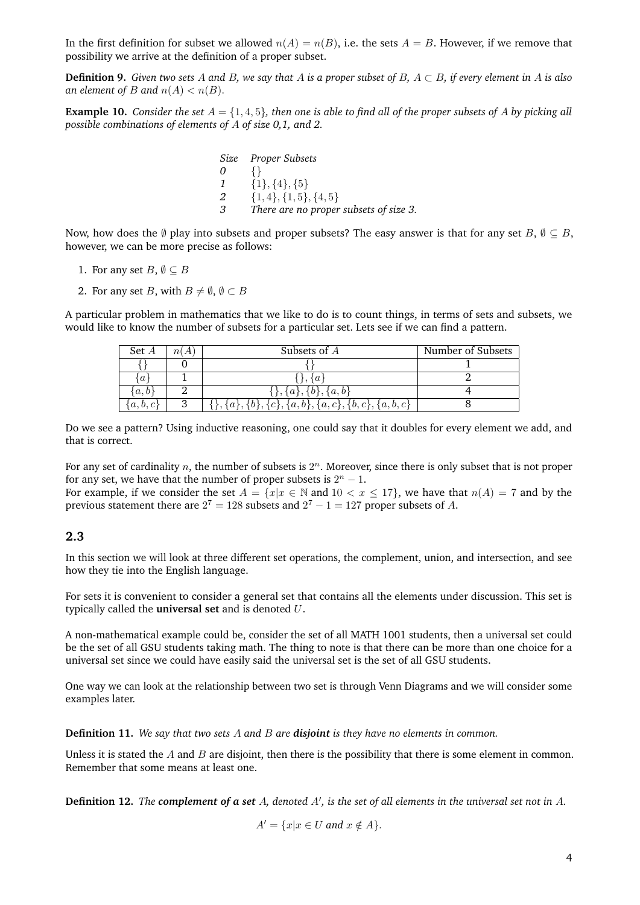In the first definition for subset we allowed $n(A) = n(B)$, i.e. the sets $A = B$. However, if we remove that possibility we arrive at the definition of a proper subset.

**Definition 9.** *Given two sets $A$ and $B$, we say that $A$ is a proper subset of $B$, $A \subset B$, if every element in $A$ is also an element of $B$ and $n(A) < n(B)$.*

**Example 10.** *Consider the set $A = \{1, 4, 5\}$, then one is able to find all of the proper subsets of $A$ by picking all possible combinations of elements of $A$ of size 0,1, and 2.*

| *Size* | *Proper Subsets* |
|---|---|
| *0* | $\{\}$ |
| *1* | $\{1\}, \{4\}, \{5\}$ |
| *2* | $\{1, 4\}, \{1, 5\}, \{4, 5\}$ |
| *3* | *There are no proper subsets of size 3.* |

Now, how does the $\emptyset$ play into subsets and proper subsets? The easy answer is that for any set $B$, $\emptyset \subseteq B$, however, we can be more precise as follows:

1. For any set $B$, $\emptyset \subseteq B$
2. For any set $B$, with $B \neq \emptyset$, $\emptyset \subset B$

A particular problem in mathematics that we like to do is to count things, in terms of sets and subsets, we would like to know the number of subsets for a particular set. Lets see if we can find a pattern.

| Set $A$ | $n(A)$ | Subsets of $A$ | Number of Subsets |
|---|---|---|---|
| $\{\}$ | 0 | $\{\}$ | 1 |
| $\{a\}$ | 1 | $\{\}, \{a\}$ | 2 |
| $\{a, b\}$ | 2 | $\{\}, \{a\}, \{b\}, \{a, b\}$ | 4 |
| $\{a, b, c\}$ | 3 | $\{\}, \{a\}, \{b\}, \{c\}, \{a, b\}, \{a, c\}, \{b, c\}, \{a, b, c\}$ | 8 |

Do we see a pattern? Using inductive reasoning, one could say that it doubles for every element we add, and that is correct.

For any set of cardinality $n$, the number of subsets is $2^n$. Moreover, since there is only subset that is not proper for any set, we have that the number of proper subsets is $2^n - 1$.
For example, if we consider the set $A = \{x | x \in \mathbb{N} \text{ and } 10 < x \leq 17\}$, we have that $n(A) = 7$ and by the previous statement there are $2^7 = 128$ subsets and $2^7 - 1 = 127$ proper subsets of $A$.

## 2.3

In this section we will look at three different set operations, the complement, union, and intersection, and see how they tie into the English language.

For sets it is convenient to consider a general set that contains all the elements under discussion. This set is typically called the **universal set** and is denoted $U$.

A non-mathematical example could be, consider the set of all MATH 1001 students, then a universal set could be the set of all GSU students taking math. The thing to note is that there can be more than one choice for a universal set since we could have easily said the universal set is the set of all GSU students.

One way we can look at the relationship between two set is through Venn Diagrams and we will consider some examples later.

**Definition 11.** *We say that two sets $A$ and $B$ are **disjoint** is they have no elements in common.*

Unless it is stated the $A$ and $B$ are disjoint, then there is the possibility that there is some element in common. Remember that some means at least one.

**Definition 12.** *The **complement of a set** $A$, denoted $A'$, is the set of all elements in the universal set not in $A$.*

$$A' = \{x | x \in U \text{ and } x \notin A\}.$$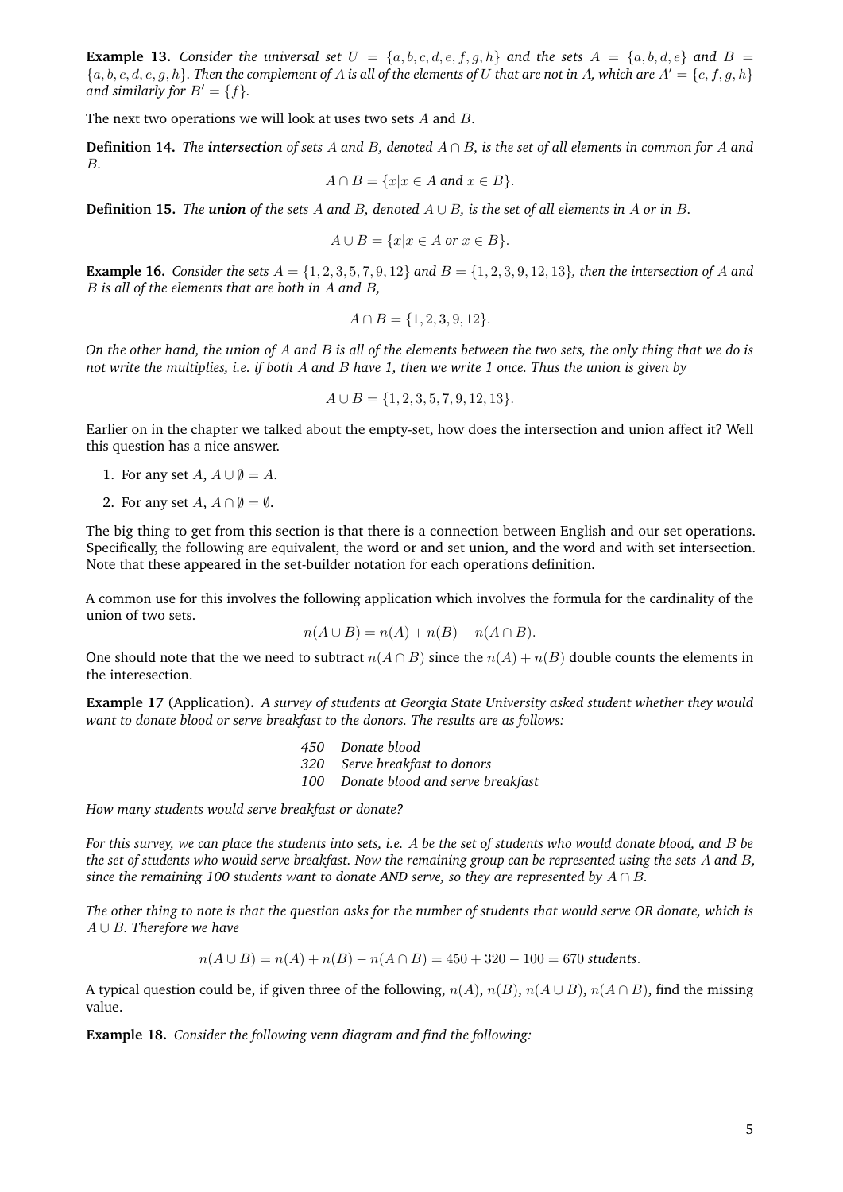**Example 13.** *Consider the universal set $U = \{a, b, c, d, e, f, g, h\}$ and the sets $A = \{a, b, d, e\}$ and $B = \{a, b, c, d, e, g, h\}$. Then the complement of $A$ is all of the elements of $U$ that are not in $A$, which are $A' = \{c, f, g, h\}$ and similarly for $B' = \{f\}$.*

The next two operations we will look at uses two sets $A$ and $B$.

**Definition 14.** *The **intersection** of sets $A$ and $B$, denoted $A \cap B$, is the set of all elements in common for $A$ and $B$.*

$$A \cap B = \{x | x \in A \text{ and } x \in B\}.$$

**Definition 15.** *The **union** of the sets $A$ and $B$, denoted $A \cup B$, is the set of all elements in $A$ or in $B$.*

$$A \cup B = \{x | x \in A \text{ or } x \in B\}.$$

**Example 16.** *Consider the sets $A = \{1, 2, 3, 5, 7, 9, 12\}$ and $B = \{1, 2, 3, 9, 12, 13\}$, then the intersection of $A$ and $B$ is all of the elements that are both in $A$ and $B$,*

$$A \cap B = \{1, 2, 3, 9, 12\}.$$

*On the other hand, the union of $A$ and $B$ is all of the elements between the two sets, the only thing that we do is not write the multiplies, i.e. if both $A$ and $B$ have 1, then we write 1 once. Thus the union is given by*

$$A \cup B = \{1, 2, 3, 5, 7, 9, 12, 13\}.$$

Earlier on in the chapter we talked about the empty-set, how does the intersection and union affect it? Well this question has a nice answer.

1. For any set $A$, $A \cup \emptyset = A$.
2. For any set $A$, $A \cap \emptyset = \emptyset$.

The big thing to get from this section is that there is a connection between English and our set operations. Specifically, the following are equivalent, the word or and set union, and the word and with set intersection. Note that these appeared in the set-builder notation for each operations definition.

A common use for this involves the following application which involves the formula for the cardinality of the union of two sets.

$$n(A \cup B) = n(A) + n(B) - n(A \cap B).$$

One should note that the we need to subtract $n(A \cap B)$ since the $n(A) + n(B)$ double counts the elements in the interesection.

**Example 17** (Application)**.** *A survey of students at Georgia State University asked student whether they would want to donate blood or serve breakfast to the donors. The results are as follows:*

| | |
|---|---|
| *450* | *Donate blood* |
| *320* | *Serve breakfast to donors* |
| *100* | *Donate blood and serve breakfast* |

*How many students would serve breakfast or donate?*

*For this survey, we can place the students into sets, i.e. $A$ be the set of students who would donate blood, and $B$ be the set of students who would serve breakfast. Now the remaining group can be represented using the sets $A$ and $B$, since the remaining 100 students want to donate AND serve, so they are represented by $A \cap B$.*

*The other thing to note is that the question asks for the number of students that would serve OR donate, which is $A \cup B$. Therefore we have*

$$n(A \cup B) = n(A) + n(B) - n(A \cap B) = 450 + 320 - 100 = 670 \textit{ students}.$$

A typical question could be, if given three of the following, $n(A)$, $n(B)$, $n(A \cup B)$, $n(A \cap B)$, find the missing value.

**Example 18.** *Consider the following venn diagram and find the following:*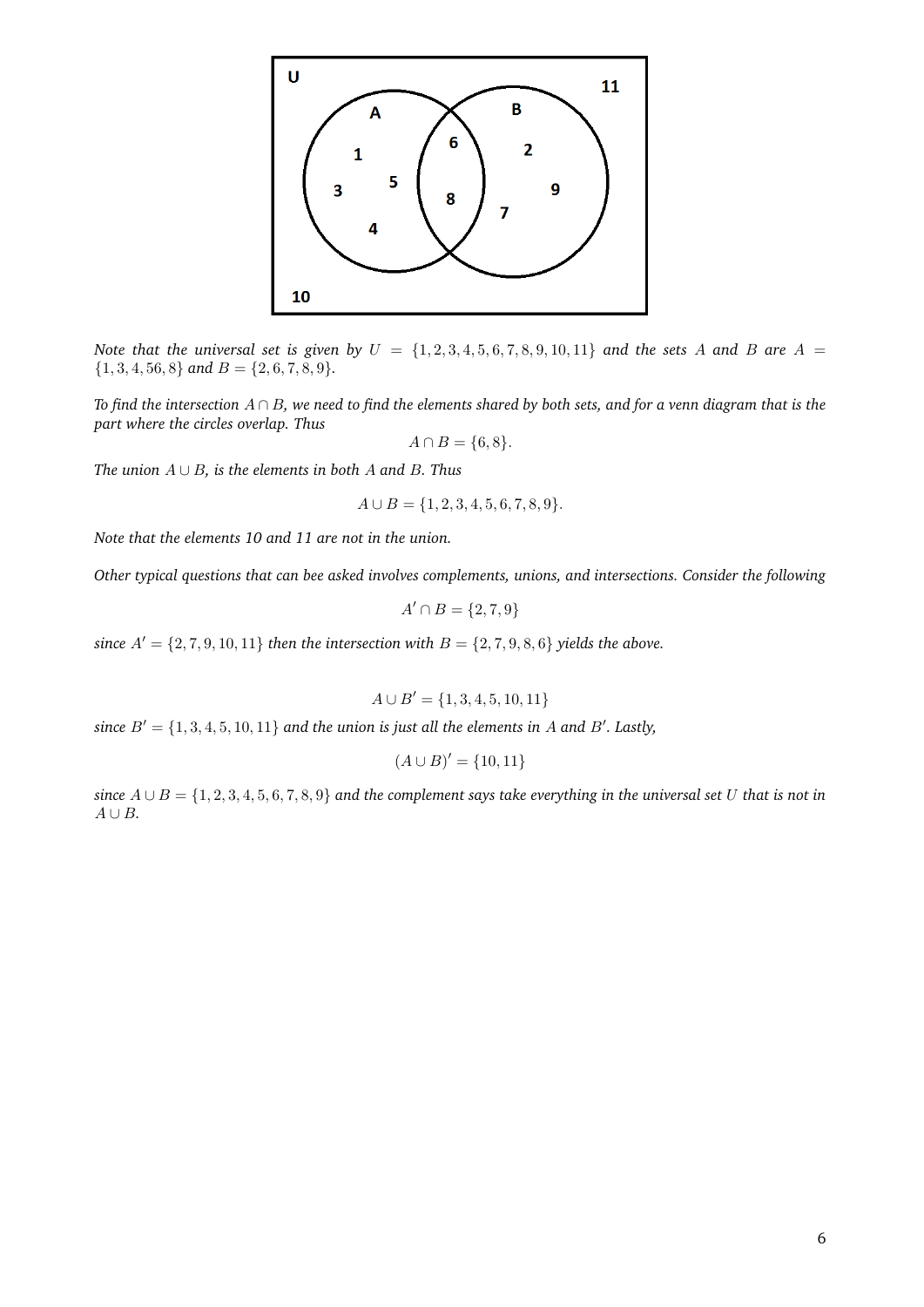U

A

B

11

1

3

5

4

6

8

2

9

7

10

*Note that the universal set is given by* $U = \{1, 2, 3, 4, 5, 6, 7, 8, 9, 10, 11\}$ *and the sets* $A$ *and* $B$ *are* $A = \{1, 3, 4, 56, 8\}$ *and* $B = \{2, 6, 7, 8, 9\}$.

*To find the intersection* $A \cap B$*, we need to find the elements shared by both sets, and for a venn diagram that is the part where the circles overlap. Thus*

$$A \cap B = \{6, 8\}.$$

*The union* $A \cup B$*, is the elements in both* $A$ *and* $B$*. Thus*

$$A \cup B = \{1, 2, 3, 4, 5, 6, 7, 8, 9\}.$$

*Note that the elements 10 and 11 are not in the union.*

*Other typical questions that can bee asked involves complements, unions, and intersections. Consider the following*

$$A' \cap B = \{2, 7, 9\}$$

*since* $A' = \{2, 7, 9, 10, 11\}$ *then the intersection with* $B = \{2, 7, 9, 8, 6\}$ *yields the above.*

$$A \cup B' = \{1, 3, 4, 5, 10, 11\}$$

*since* $B' = \{1, 3, 4, 5, 10, 11\}$ *and the union is just all the elements in* $A$ *and* $B'$*. Lastly,*

$$(A \cup B)' = \{10, 11\}$$

*since* $A \cup B = \{1, 2, 3, 4, 5, 6, 7, 8, 9\}$ *and the complement says take everything in the universal set* $U$ *that is not in* $A \cup B$.